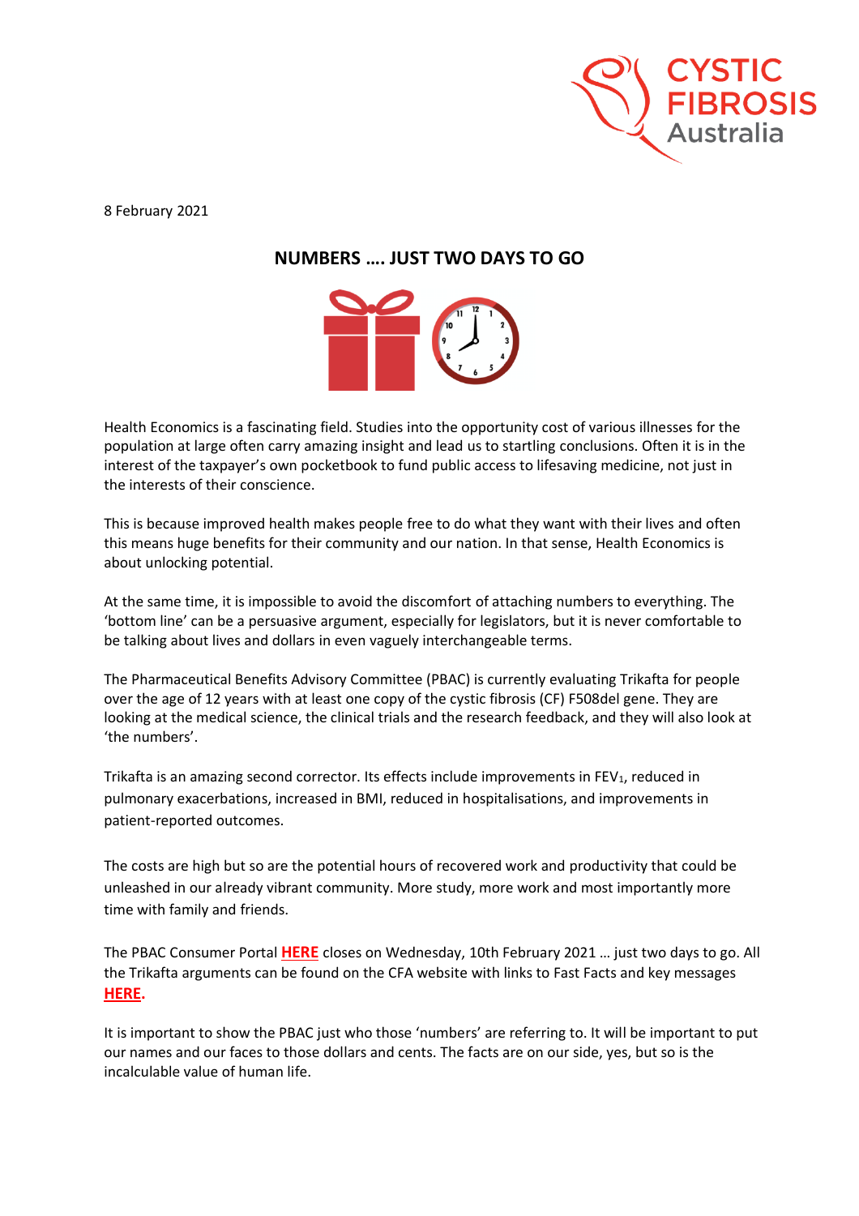8 February 2021

## NUMBERS …. JUST TWO DAYS TO GO

Health Economics is a fascinating field. Studies into the opportunity cost of various illnesses for the population at large often carry amazing insight and lead us to startling conclusions. Often it is in the interest of the taxpayer's own pocketbook to fund public access to lifesaving medicine, not just in the interests of their conscience.

This is because improved health makes people free to do what they want with their lives and often this means huge benefits for their community and our nation. In that sense, Health Economics is about unlocking potential.

At the same time, it is impossible to avoid the discomfort of attaching numbers to everything. The 'bottom line' can be a persuasive argument, especially for legislators, but it is never comfortable to be talking about lives and dollars in even vaguely interchangeable terms.

The Pharmaceutical Benefits Advisory Committee (PBAC) is currently evaluating Trikafta for people over the age of 12 years with at least one copy of the cystic fibrosis (CF) F508del gene. They are looking at the medical science, the clinical trials and the research feedback, and they will also look at 'the numbers'.

Trikafta is an amazing second corrector. Its effects include improvements in $FEV_1$, reduced in pulmonary exacerbations, increased in BMI, reduced in hospitalisations, and improvements in patient-reported outcomes.

The costs are high but so are the potential hours of recovered work and productivity that could be unleashed in our already vibrant community. More study, more work and most importantly more time with family and friends.

The PBAC Consumer Portal **HERE** closes on Wednesday, 10th February 2021 … just two days to go. All the Trikafta arguments can be found on the CFA website with links to Fast Facts and key messages **HERE**.

It is important to show the PBAC just who those 'numbers' are referring to. It will be important to put our names and our faces to those dollars and cents. The facts are on our side, yes, but so is the incalculable value of human life.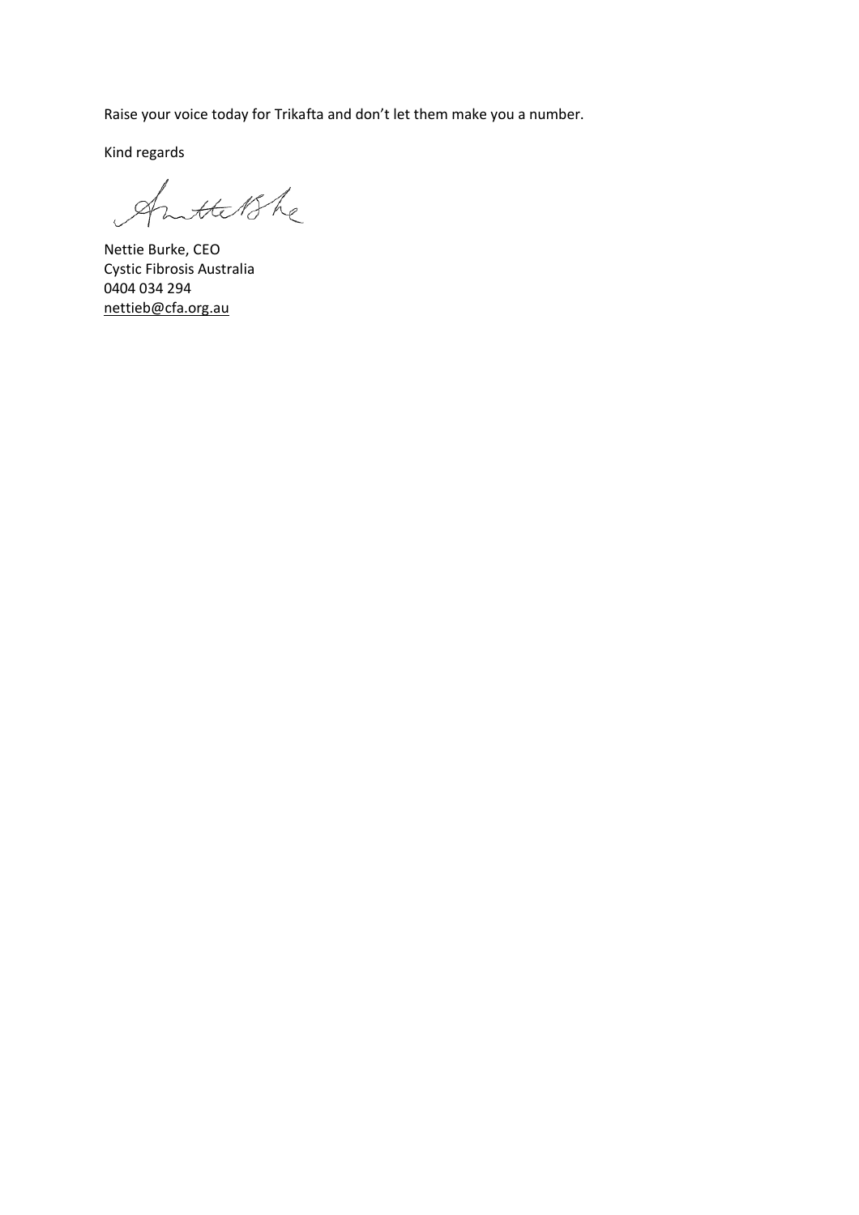Raise your voice today for Trikafta and don't let them make you a number.

Kind regards

Nettie Burke, CEO
Cystic Fibrosis Australia
0404 034 294
nettieb@cfa.org.au